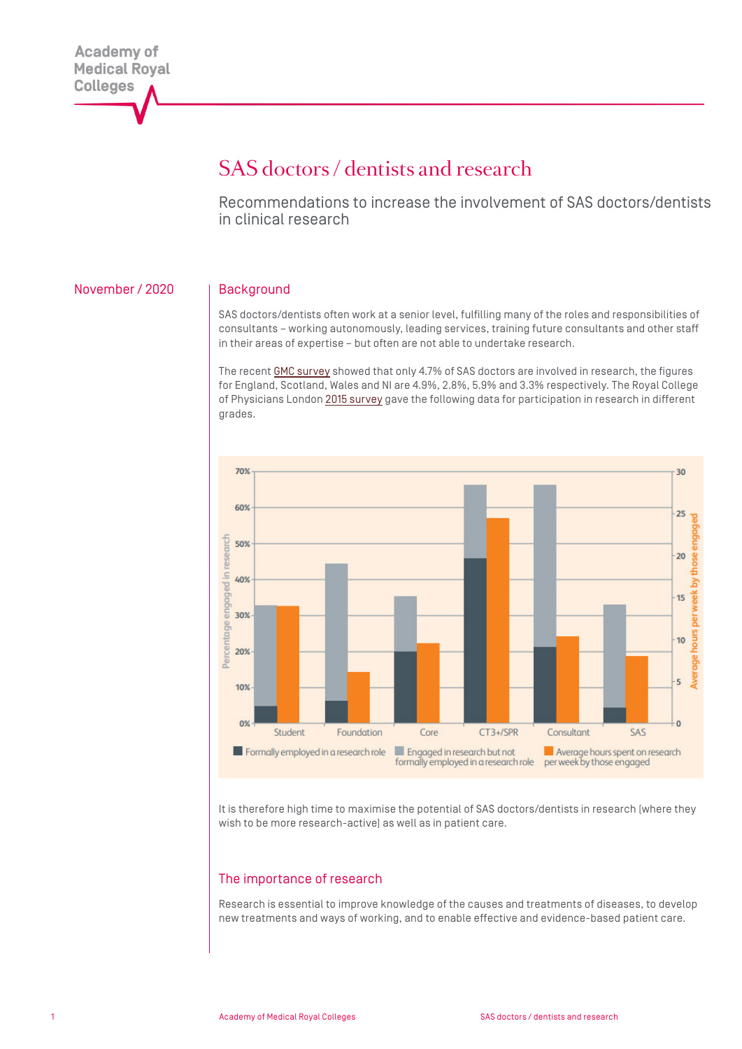Academy of Medical Royal Colleges

# SAS doctors / dentists and research

Recommendations to increase the involvement of SAS doctors/dentists in clinical research

November / 2020

## Background

SAS doctors/dentists often work at a senior level, fulfilling many of the roles and responsibilities of consultants – working autonomously, leading services, training future consultants and other staff in their areas of expertise – but often are not able to undertake research.

The recent GMC survey showed that only 4.7% of SAS doctors are involved in research, the figures for England, Scotland, Wales and NI are 4.9%, 2.8%, 5.9% and 3.3% respectively. The Royal College of Physicians London 2015 survey gave the following data for participation in research in different grades.

It is therefore high time to maximise the potential of SAS doctors/dentists in research (where they wish to be more research-active) as well as in patient care.

## The importance of research

Research is essential to improve knowledge of the causes and treatments of diseases, to develop new treatments and ways of working, and to enable effective and evidence-based patient care.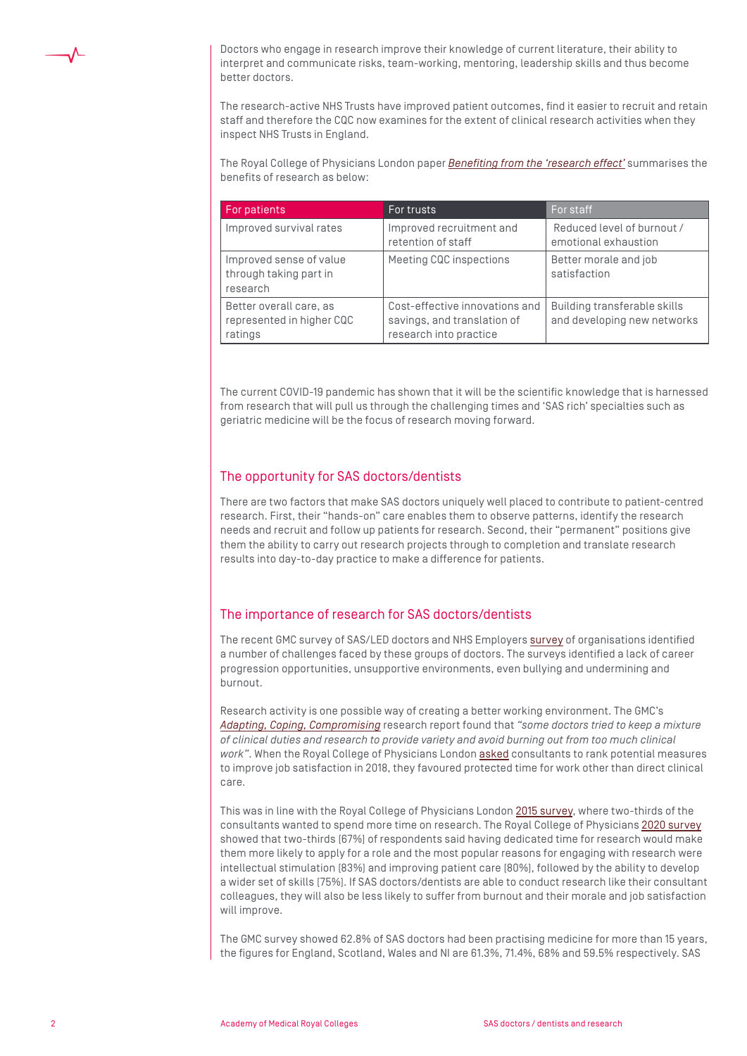Doctors who engage in research improve their knowledge of current literature, their ability to interpret and communicate risks, team-working, mentoring, leadership skills and thus become better doctors.

The research-active NHS Trusts have improved patient outcomes, find it easier to recruit and retain staff and therefore the CQC now examines for the extent of clinical research activities when they inspect NHS Trusts in England.

The Royal College of Physicians London paper *Benefiting from the 'research effect'* summarises the benefits of research as below:

| For patients | For trusts | For staff |
| --- | --- | --- |
| Improved survival rates | Improved recruitment and retention of staff | Reduced level of burnout / emotional exhaustion |
| Improved sense of value through taking part in research | Meeting CQC inspections | Better morale and job satisfaction |
| Better overall care, as represented in higher CQC ratings | Cost-effective innovations and savings, and translation of research into practice | Building transferable skills and developing new networks |

The current COVID-19 pandemic has shown that it will be the scientific knowledge that is harnessed from research that will pull us through the challenging times and 'SAS rich' specialties such as geriatric medicine will be the focus of research moving forward.

## The opportunity for SAS doctors/dentists

There are two factors that make SAS doctors uniquely well placed to contribute to patient-centred research. First, their "hands-on" care enables them to observe patterns, identify the research needs and recruit and follow up patients for research. Second, their "permanent" positions give them the ability to carry out research projects through to completion and translate research results into day-to-day practice to make a difference for patients.

## The importance of research for SAS doctors/dentists

The recent GMC survey of SAS/LED doctors and NHS Employers survey of organisations identified a number of challenges faced by these groups of doctors. The surveys identified a lack of career progression opportunities, unsupportive environments, even bullying and undermining and burnout.

Research activity is one possible way of creating a better working environment. The GMC's *Adapting, Coping, Compromising* research report found that *"some doctors tried to keep a mixture of clinical duties and research to provide variety and avoid burning out from too much clinical work"*. When the Royal College of Physicians London asked consultants to rank potential measures to improve job satisfaction in 2018, they favoured protected time for work other than direct clinical care.

This was in line with the Royal College of Physicians London 2015 survey, where two-thirds of the consultants wanted to spend more time on research. The Royal College of Physicians 2020 survey showed that two-thirds (67%) of respondents said having dedicated time for research would make them more likely to apply for a role and the most popular reasons for engaging with research were intellectual stimulation (83%) and improving patient care (80%), followed by the ability to develop a wider set of skills (75%). If SAS doctors/dentists are able to conduct research like their consultant colleagues, they will also be less likely to suffer from burnout and their morale and job satisfaction will improve.

The GMC survey showed 62.8% of SAS doctors had been practising medicine for more than 15 years, the figures for England, Scotland, Wales and NI are 61.3%, 71.4%, 68% and 59.5% respectively. SAS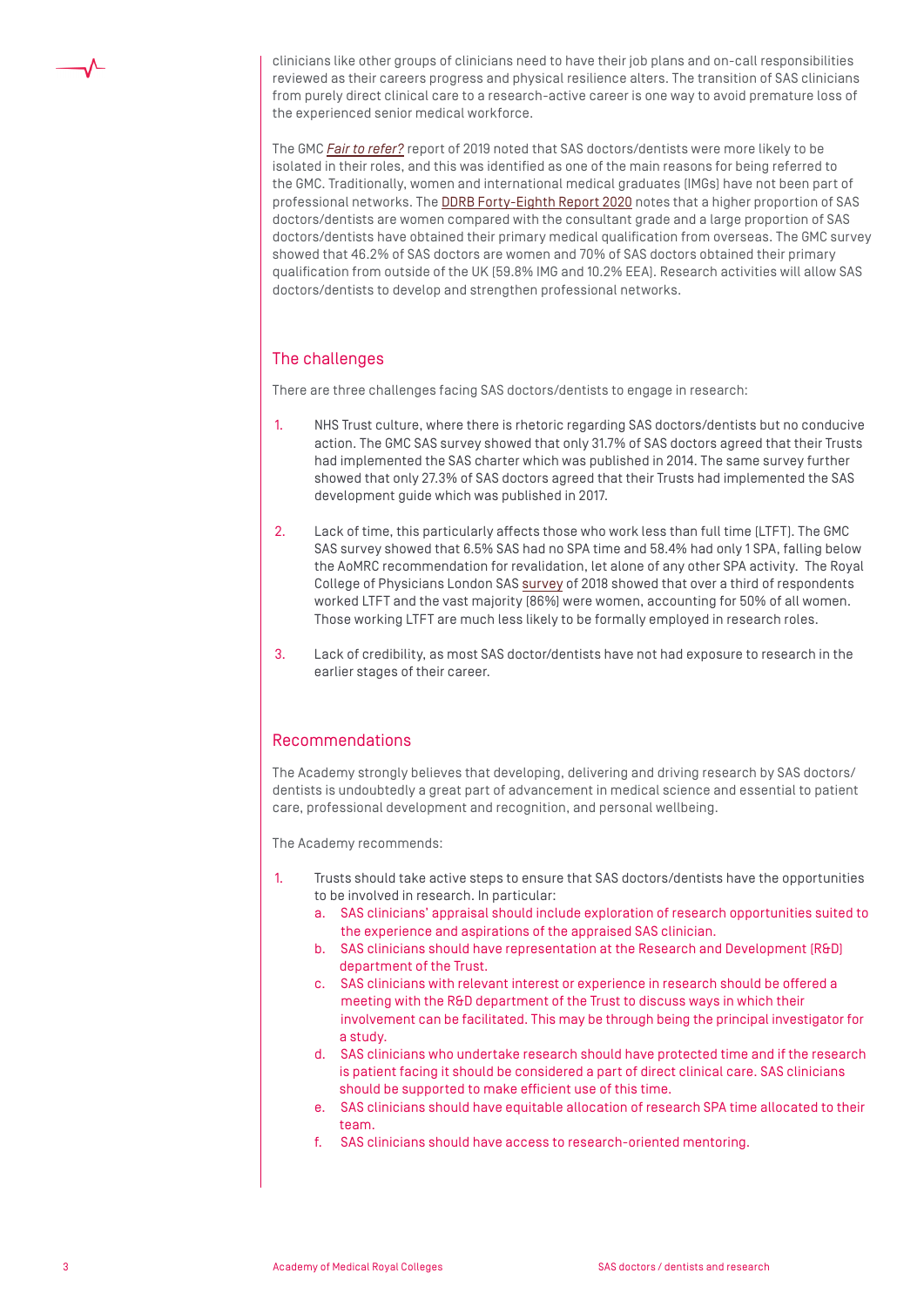clinicians like other groups of clinicians need to have their job plans and on-call responsibilities reviewed as their careers progress and physical resilience alters. The transition of SAS clinicians from purely direct clinical care to a research-active career is one way to avoid premature loss of the experienced senior medical workforce.

The GMC *Fair to refer?* report of 2019 noted that SAS doctors/dentists were more likely to be isolated in their roles, and this was identified as one of the main reasons for being referred to the GMC. Traditionally, women and international medical graduates (IMGs) have not been part of professional networks. The DDRB Forty-Eighth Report 2020 notes that a higher proportion of SAS doctors/dentists are women compared with the consultant grade and a large proportion of SAS doctors/dentists have obtained their primary medical qualification from overseas. The GMC survey showed that 46.2% of SAS doctors are women and 70% of SAS doctors obtained their primary qualification from outside of the UK (59.8% IMG and 10.2% EEA). Research activities will allow SAS doctors/dentists to develop and strengthen professional networks.

## The challenges

There are three challenges facing SAS doctors/dentists to engage in research:

1. NHS Trust culture, where there is rhetoric regarding SAS doctors/dentists but no conducive action. The GMC SAS survey showed that only 31.7% of SAS doctors agreed that their Trusts had implemented the SAS charter which was published in 2014. The same survey further showed that only 27.3% of SAS doctors agreed that their Trusts had implemented the SAS development guide which was published in 2017.

2. Lack of time, this particularly affects those who work less than full time (LTFT). The GMC SAS survey showed that 6.5% SAS had no SPA time and 58.4% had only 1 SPA, falling below the AoMRC recommendation for revalidation, let alone of any other SPA activity. The Royal College of Physicians London SAS survey of 2018 showed that over a third of respondents worked LTFT and the vast majority (86%) were women, accounting for 50% of all women. Those working LTFT are much less likely to be formally employed in research roles.

3. Lack of credibility, as most SAS doctor/dentists have not had exposure to research in the earlier stages of their career.

## Recommendations

The Academy strongly believes that developing, delivering and driving research by SAS doctors/dentists is undoubtedly a great part of advancement in medical science and essential to patient care, professional development and recognition, and personal wellbeing.

The Academy recommends:

1. Trusts should take active steps to ensure that SAS doctors/dentists have the opportunities to be involved in research. In particular:
   a. SAS clinicians' appraisal should include exploration of research opportunities suited to the experience and aspirations of the appraised SAS clinician.
   b. SAS clinicians should have representation at the Research and Development (R&D) department of the Trust.
   c. SAS clinicians with relevant interest or experience in research should be offered a meeting with the R&D department of the Trust to discuss ways in which their involvement can be facilitated. This may be through being the principal investigator for a study.
   d. SAS clinicians who undertake research should have protected time and if the research is patient facing it should be considered a part of direct clinical care. SAS clinicians should be supported to make efficient use of this time.
   e. SAS clinicians should have equitable allocation of research SPA time allocated to their team.
   f. SAS clinicians should have access to research-oriented mentoring.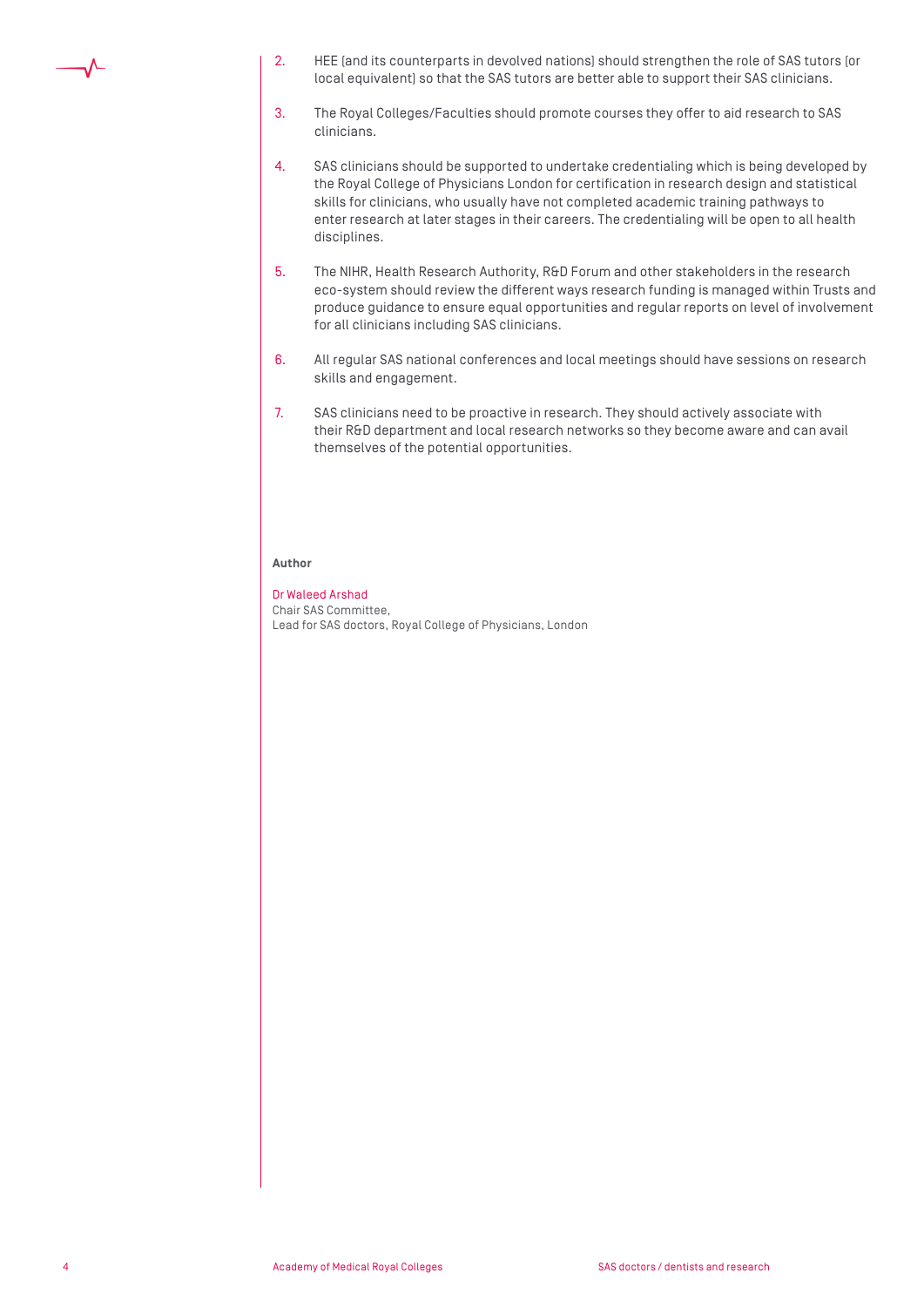2. HEE (and its counterparts in devolved nations) should strengthen the role of SAS tutors (or local equivalent) so that the SAS tutors are better able to support their SAS clinicians.

3. The Royal Colleges/Faculties should promote courses they offer to aid research to SAS clinicians.

4. SAS clinicians should be supported to undertake credentialing which is being developed by the Royal College of Physicians London for certification in research design and statistical skills for clinicians, who usually have not completed academic training pathways to enter research at later stages in their careers. The credentialing will be open to all health disciplines.

5. The NIHR, Health Research Authority, R&D Forum and other stakeholders in the research eco-system should review the different ways research funding is managed within Trusts and produce guidance to ensure equal opportunities and regular reports on level of involvement for all clinicians including SAS clinicians.

6. All regular SAS national conferences and local meetings should have sessions on research skills and engagement.

7. SAS clinicians need to be proactive in research. They should actively associate with their R&D department and local research networks so they become aware and can avail themselves of the potential opportunities.

**Author**

Dr Waleed Arshad
Chair SAS Committee,
Lead for SAS doctors, Royal College of Physicians, London